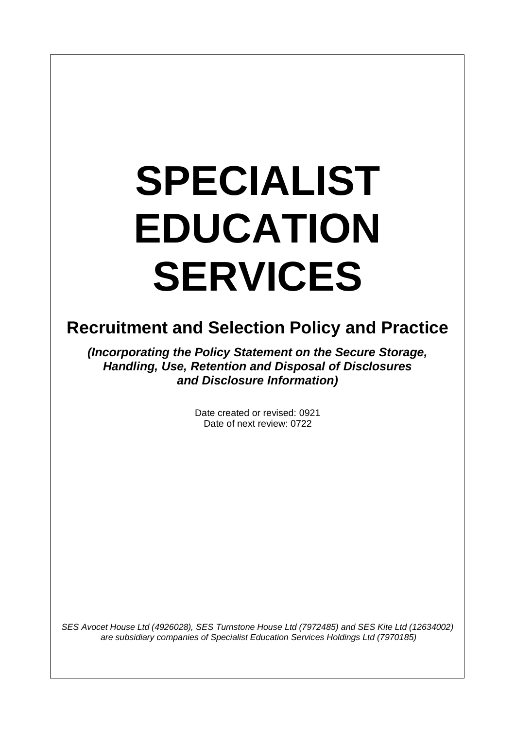# SPECIALIST EDUCATION SERVICES

## Recruitment and Selection Policy and Practice

***(Incorporating the Policy Statement on the Secure Storage, Handling, Use, Retention and Disposal of Disclosures and Disclosure Information)***

Date created or revised: 0921
Date of next review: 0722

*SES Avocet House Ltd (4926028), SES Turnstone House Ltd (7972485) and SES Kite Ltd (12634002) are subsidiary companies of Specialist Education Services Holdings Ltd (7970185)*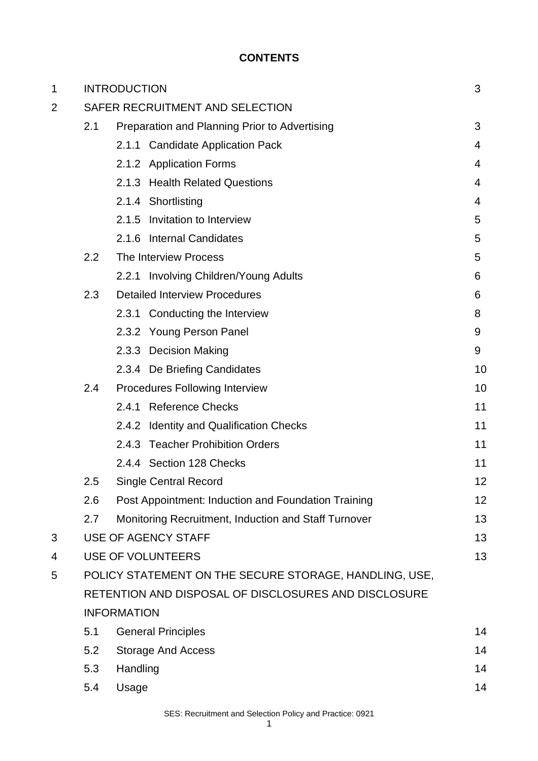**CONTENTS**

| | | | |
|---|---|---|---|
| 1 | INTRODUCTION | | 3 |
| 2 | SAFER RECRUITMENT AND SELECTION | | |
| | 2.1 | Preparation and Planning Prior to Advertising | 3 |
| | | 2.1.1 Candidate Application Pack | 4 |
| | | 2.1.2 Application Forms | 4 |
| | | 2.1.3 Health Related Questions | 4 |
| | | 2.1.4 Shortlisting | 4 |
| | | 2.1.5 Invitation to Interview | 5 |
| | | 2.1.6 Internal Candidates | 5 |
| | 2.2 | The Interview Process | 5 |
| | | 2.2.1 Involving Children/Young Adults | 6 |
| | 2.3 | Detailed Interview Procedures | 6 |
| | | 2.3.1 Conducting the Interview | 8 |
| | | 2.3.2 Young Person Panel | 9 |
| | | 2.3.3 Decision Making | 9 |
| | | 2.3.4 De Briefing Candidates | 10 |
| | 2.4 | Procedures Following Interview | 10 |
| | | 2.4.1 Reference Checks | 11 |
| | | 2.4.2 Identity and Qualification Checks | 11 |
| | | 2.4.3 Teacher Prohibition Orders | 11 |
| | | 2.4.4 Section 128 Checks | 11 |
| | 2.5 | Single Central Record | 12 |
| | 2.6 | Post Appointment: Induction and Foundation Training | 12 |
| | 2.7 | Monitoring Recruitment, Induction and Staff Turnover | 13 |
| 3 | USE OF AGENCY STAFF | | 13 |
| 4 | USE OF VOLUNTEERS | | 13 |
| 5 | POLICY STATEMENT ON THE SECURE STORAGE, HANDLING, USE, RETENTION AND DISPOSAL OF DISCLOSURES AND DISCLOSURE INFORMATION | | |
| | 5.1 | General Principles | 14 |
| | 5.2 | Storage And Access | 14 |
| | 5.3 | Handling | 14 |
| | 5.4 | Usage | 14 |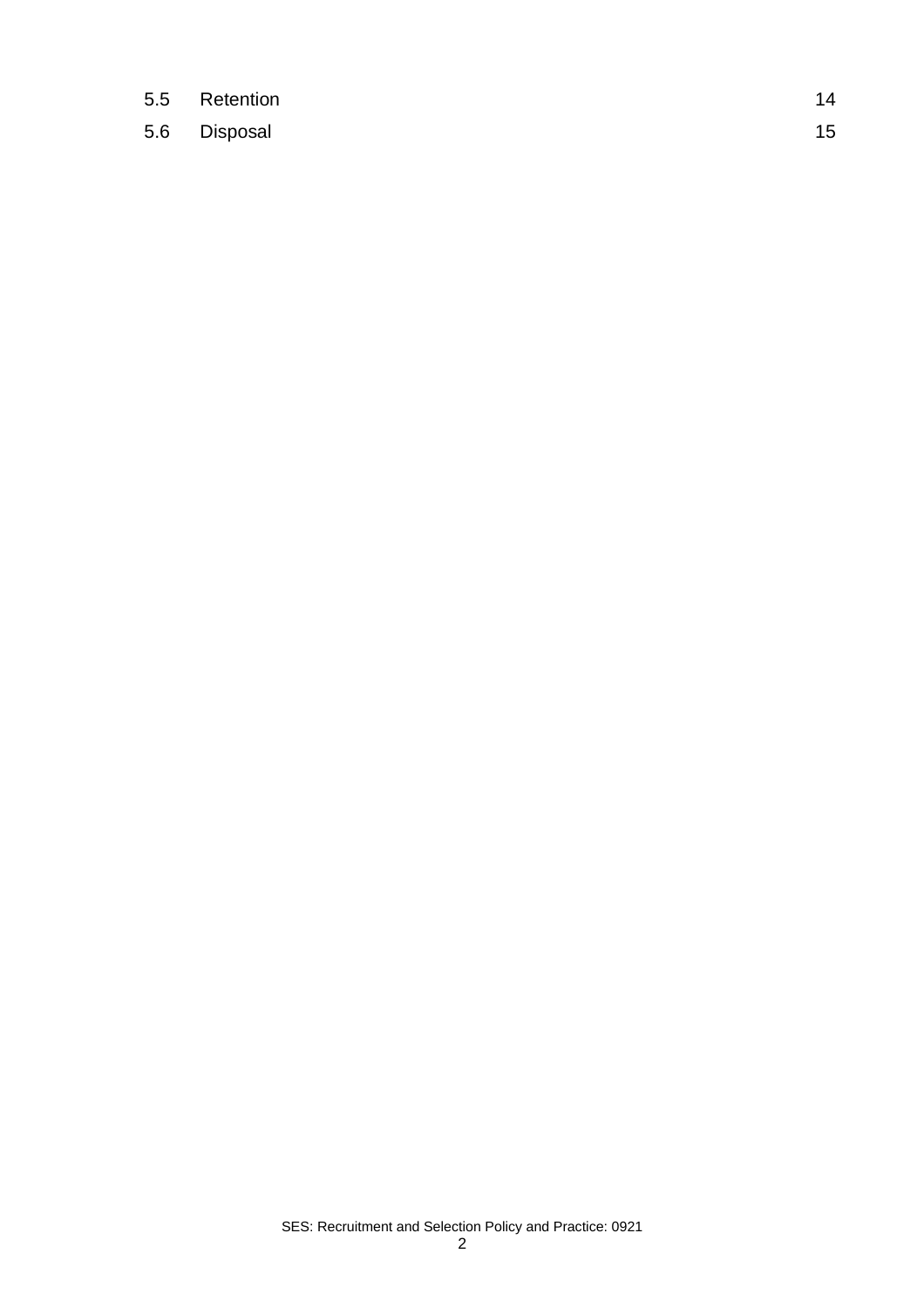| | | |
|---|---|---|
| 5.5 | Retention | 14 |
| 5.6 | Disposal | 15 |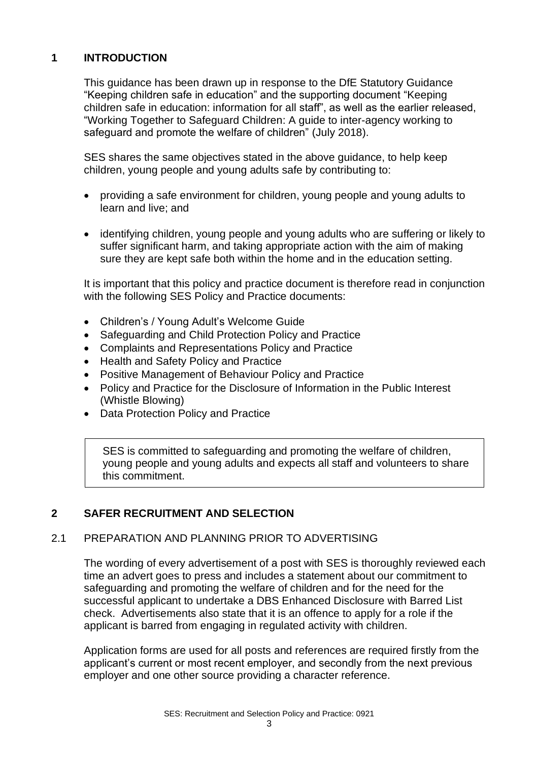## 1 INTRODUCTION

This guidance has been drawn up in response to the DfE Statutory Guidance "Keeping children safe in education" and the supporting document "Keeping children safe in education: information for all staff", as well as the earlier released, "Working Together to Safeguard Children: A guide to inter-agency working to safeguard and promote the welfare of children" (July 2018).

SES shares the same objectives stated in the above guidance, to help keep children, young people and young adults safe by contributing to:

- providing a safe environment for children, young people and young adults to learn and live; and

- identifying children, young people and young adults who are suffering or likely to suffer significant harm, and taking appropriate action with the aim of making sure they are kept safe both within the home and in the education setting.

It is important that this policy and practice document is therefore read in conjunction with the following SES Policy and Practice documents:

- Children's / Young Adult's Welcome Guide
- Safeguarding and Child Protection Policy and Practice
- Complaints and Representations Policy and Practice
- Health and Safety Policy and Practice
- Positive Management of Behaviour Policy and Practice
- Policy and Practice for the Disclosure of Information in the Public Interest (Whistle Blowing)
- Data Protection Policy and Practice

> SES is committed to safeguarding and promoting the welfare of children, young people and young adults and expects all staff and volunteers to share this commitment.

## 2 SAFER RECRUITMENT AND SELECTION

### 2.1 PREPARATION AND PLANNING PRIOR TO ADVERTISING

The wording of every advertisement of a post with SES is thoroughly reviewed each time an advert goes to press and includes a statement about our commitment to safeguarding and promoting the welfare of children and for the need for the successful applicant to undertake a DBS Enhanced Disclosure with Barred List check. Advertisements also state that it is an offence to apply for a role if the applicant is barred from engaging in regulated activity with children.

Application forms are used for all posts and references are required firstly from the applicant's current or most recent employer, and secondly from the next previous employer and one other source providing a character reference.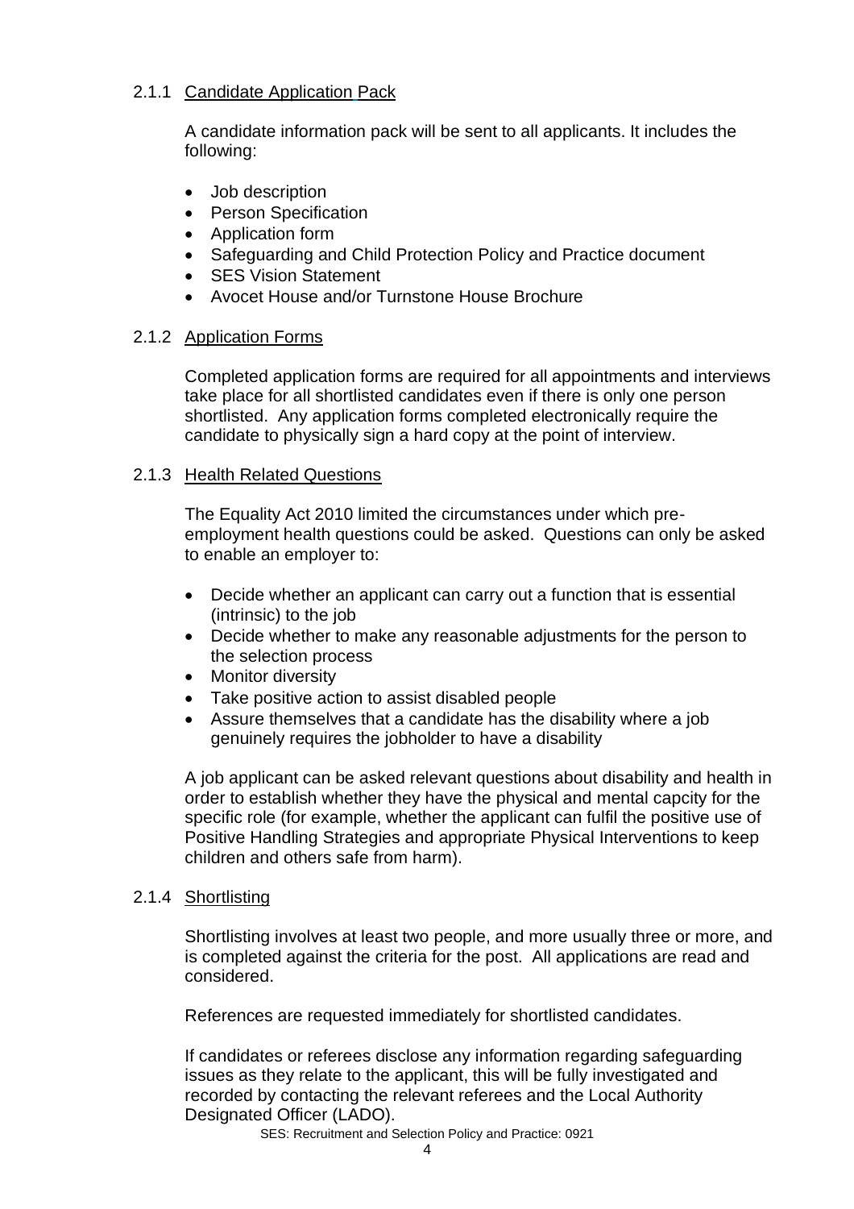#### 2.1.1 Candidate Application Pack

A candidate information pack will be sent to all applicants. It includes the following:

- Job description
- Person Specification
- Application form
- Safeguarding and Child Protection Policy and Practice document
- SES Vision Statement
- Avocet House and/or Turnstone House Brochure

#### 2.1.2 Application Forms

Completed application forms are required for all appointments and interviews take place for all shortlisted candidates even if there is only one person shortlisted. Any application forms completed electronically require the candidate to physically sign a hard copy at the point of interview.

#### 2.1.3 Health Related Questions

The Equality Act 2010 limited the circumstances under which pre-employment health questions could be asked. Questions can only be asked to enable an employer to:

- Decide whether an applicant can carry out a function that is essential (intrinsic) to the job
- Decide whether to make any reasonable adjustments for the person to the selection process
- Monitor diversity
- Take positive action to assist disabled people
- Assure themselves that a candidate has the disability where a job genuinely requires the jobholder to have a disability

A job applicant can be asked relevant questions about disability and health in order to establish whether they have the physical and mental capcity for the specific role (for example, whether the applicant can fulfil the positive use of Positive Handling Strategies and appropriate Physical Interventions to keep children and others safe from harm).

#### 2.1.4 Shortlisting

Shortlisting involves at least two people, and more usually three or more, and is completed against the criteria for the post. All applications are read and considered.

References are requested immediately for shortlisted candidates.

If candidates or referees disclose any information regarding safeguarding issues as they relate to the applicant, this will be fully investigated and recorded by contacting the relevant referees and the Local Authority Designated Officer (LADO).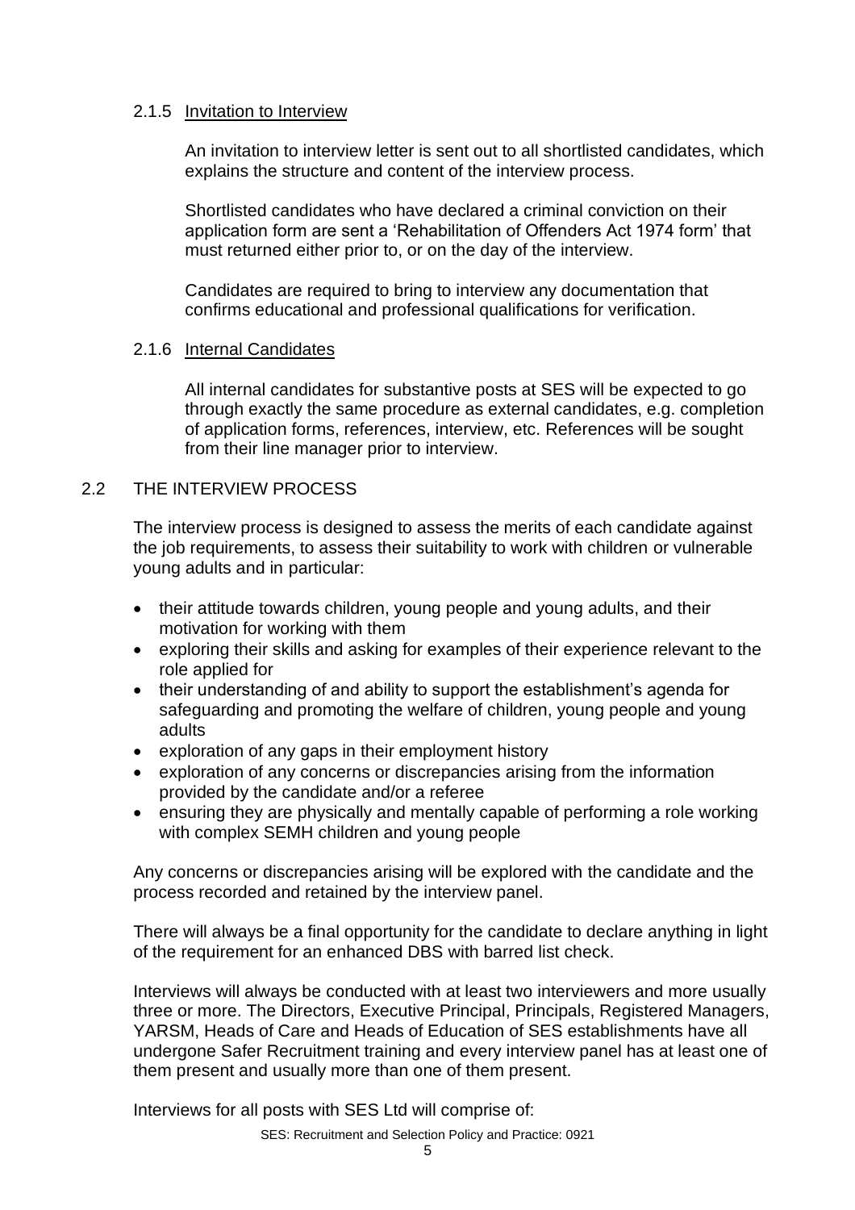#### 2.1.5 Invitation to Interview

An invitation to interview letter is sent out to all shortlisted candidates, which explains the structure and content of the interview process.

Shortlisted candidates who have declared a criminal conviction on their application form are sent a 'Rehabilitation of Offenders Act 1974 form' that must returned either prior to, or on the day of the interview.

Candidates are required to bring to interview any documentation that confirms educational and professional qualifications for verification.

#### 2.1.6 Internal Candidates

All internal candidates for substantive posts at SES will be expected to go through exactly the same procedure as external candidates, e.g. completion of application forms, references, interview, etc. References will be sought from their line manager prior to interview.

### 2.2 THE INTERVIEW PROCESS

The interview process is designed to assess the merits of each candidate against the job requirements, to assess their suitability to work with children or vulnerable young adults and in particular:

- their attitude towards children, young people and young adults, and their motivation for working with them
- exploring their skills and asking for examples of their experience relevant to the role applied for
- their understanding of and ability to support the establishment's agenda for safeguarding and promoting the welfare of children, young people and young adults
- exploration of any gaps in their employment history
- exploration of any concerns or discrepancies arising from the information provided by the candidate and/or a referee
- ensuring they are physically and mentally capable of performing a role working with complex SEMH children and young people

Any concerns or discrepancies arising will be explored with the candidate and the process recorded and retained by the interview panel.

There will always be a final opportunity for the candidate to declare anything in light of the requirement for an enhanced DBS with barred list check.

Interviews will always be conducted with at least two interviewers and more usually three or more. The Directors, Executive Principal, Principals, Registered Managers, YARSM, Heads of Care and Heads of Education of SES establishments have all undergone Safer Recruitment training and every interview panel has at least one of them present and usually more than one of them present.

Interviews for all posts with SES Ltd will comprise of: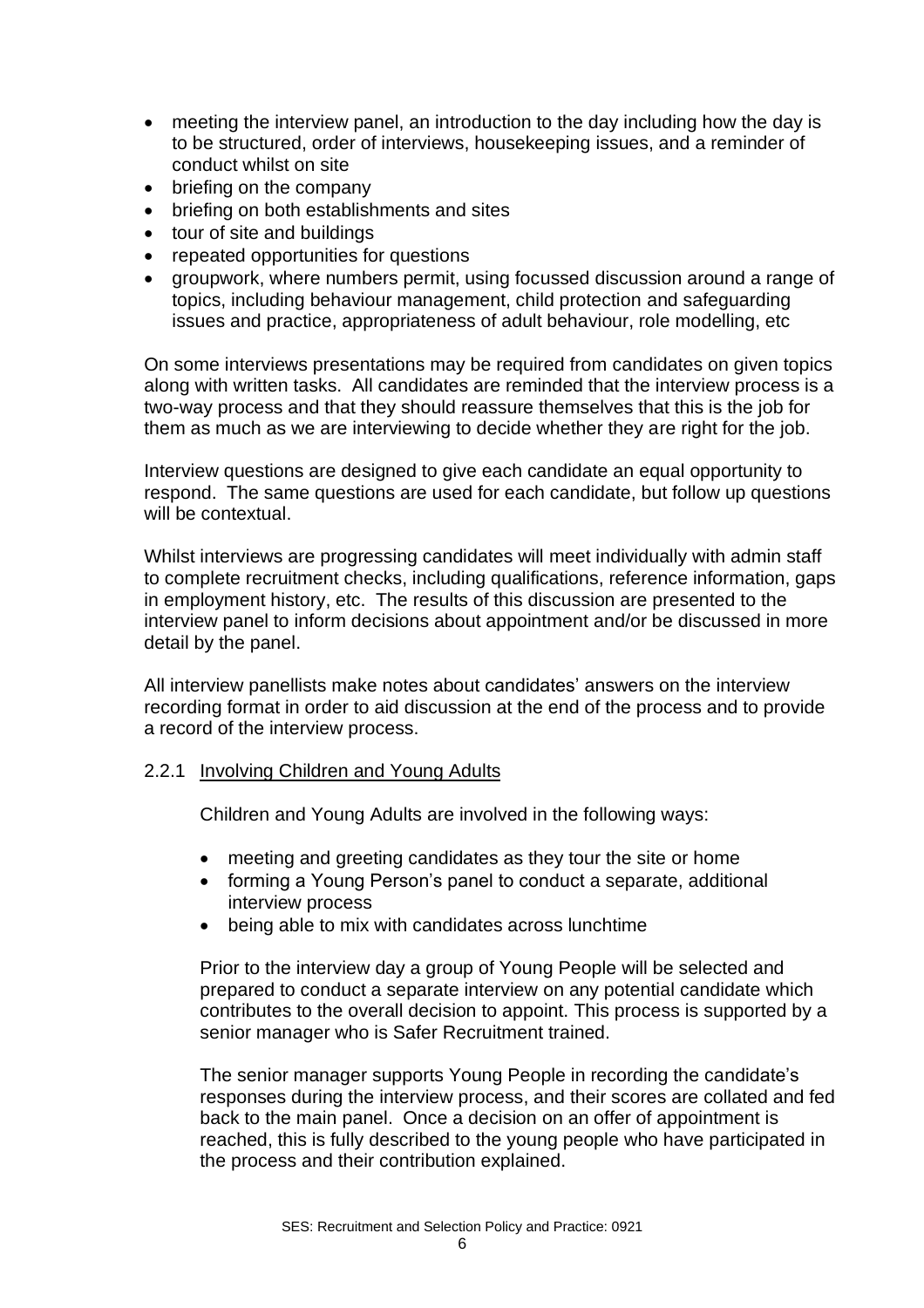- meeting the interview panel, an introduction to the day including how the day is to be structured, order of interviews, housekeeping issues, and a reminder of conduct whilst on site
- briefing on the company
- briefing on both establishments and sites
- tour of site and buildings
- repeated opportunities for questions
- groupwork, where numbers permit, using focussed discussion around a range of topics, including behaviour management, child protection and safeguarding issues and practice, appropriateness of adult behaviour, role modelling, etc

On some interviews presentations may be required from candidates on given topics along with written tasks. All candidates are reminded that the interview process is a two-way process and that they should reassure themselves that this is the job for them as much as we are interviewing to decide whether they are right for the job.

Interview questions are designed to give each candidate an equal opportunity to respond. The same questions are used for each candidate, but follow up questions will be contextual.

Whilst interviews are progressing candidates will meet individually with admin staff to complete recruitment checks, including qualifications, reference information, gaps in employment history, etc. The results of this discussion are presented to the interview panel to inform decisions about appointment and/or be discussed in more detail by the panel.

All interview panellists make notes about candidates' answers on the interview recording format in order to aid discussion at the end of the process and to provide a record of the interview process.

#### 2.2.1 Involving Children and Young Adults

Children and Young Adults are involved in the following ways:

- meeting and greeting candidates as they tour the site or home
- forming a Young Person's panel to conduct a separate, additional interview process
- being able to mix with candidates across lunchtime

Prior to the interview day a group of Young People will be selected and prepared to conduct a separate interview on any potential candidate which contributes to the overall decision to appoint. This process is supported by a senior manager who is Safer Recruitment trained.

The senior manager supports Young People in recording the candidate's responses during the interview process, and their scores are collated and fed back to the main panel. Once a decision on an offer of appointment is reached, this is fully described to the young people who have participated in the process and their contribution explained.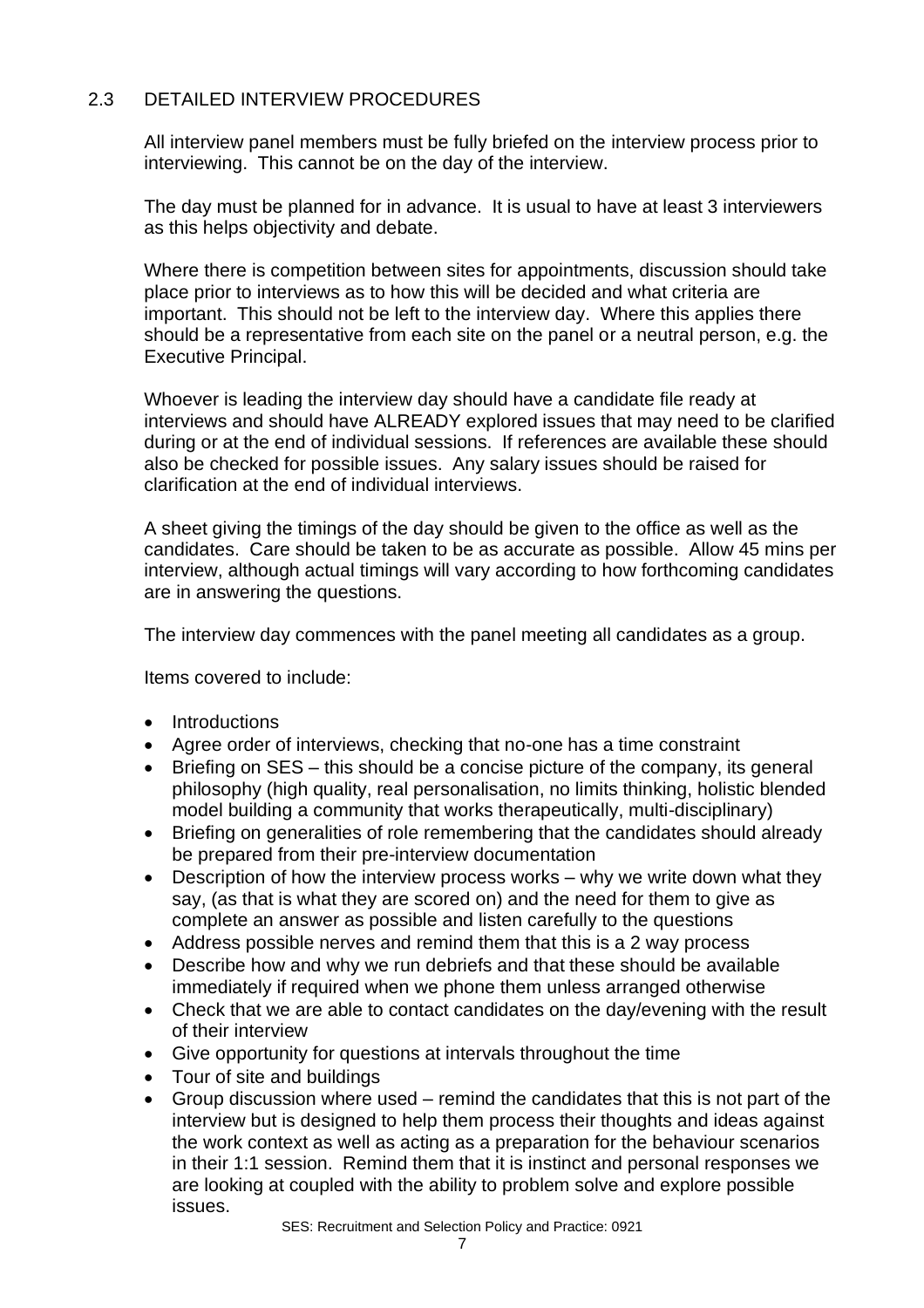## 2.3 DETAILED INTERVIEW PROCEDURES

All interview panel members must be fully briefed on the interview process prior to interviewing. This cannot be on the day of the interview.

The day must be planned for in advance. It is usual to have at least 3 interviewers as this helps objectivity and debate.

Where there is competition between sites for appointments, discussion should take place prior to interviews as to how this will be decided and what criteria are important. This should not be left to the interview day. Where this applies there should be a representative from each site on the panel or a neutral person, e.g. the Executive Principal.

Whoever is leading the interview day should have a candidate file ready at interviews and should have ALREADY explored issues that may need to be clarified during or at the end of individual sessions. If references are available these should also be checked for possible issues. Any salary issues should be raised for clarification at the end of individual interviews.

A sheet giving the timings of the day should be given to the office as well as the candidates. Care should be taken to be as accurate as possible. Allow 45 mins per interview, although actual timings will vary according to how forthcoming candidates are in answering the questions.

The interview day commences with the panel meeting all candidates as a group.

Items covered to include:

- Introductions
- Agree order of interviews, checking that no-one has a time constraint
- Briefing on SES – this should be a concise picture of the company, its general philosophy (high quality, real personalisation, no limits thinking, holistic blended model building a community that works therapeutically, multi-disciplinary)
- Briefing on generalities of role remembering that the candidates should already be prepared from their pre-interview documentation
- Description of how the interview process works – why we write down what they say, (as that is what they are scored on) and the need for them to give as complete an answer as possible and listen carefully to the questions
- Address possible nerves and remind them that this is a 2 way process
- Describe how and why we run debriefs and that these should be available immediately if required when we phone them unless arranged otherwise
- Check that we are able to contact candidates on the day/evening with the result of their interview
- Give opportunity for questions at intervals throughout the time
- Tour of site and buildings
- Group discussion where used – remind the candidates that this is not part of the interview but is designed to help them process their thoughts and ideas against the work context as well as acting as a preparation for the behaviour scenarios in their 1:1 session. Remind them that it is instinct and personal responses we are looking at coupled with the ability to problem solve and explore possible issues.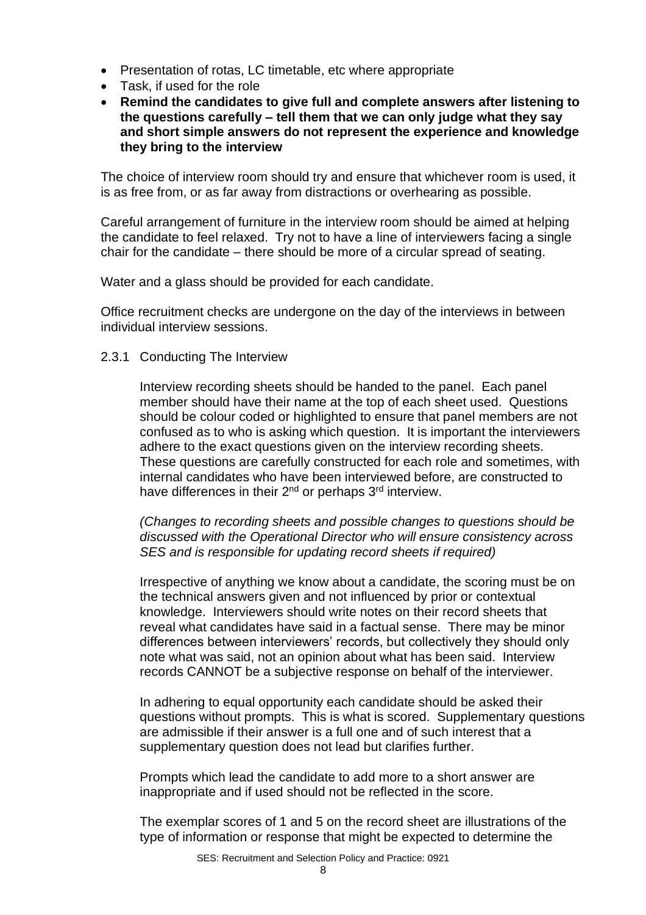- Presentation of rotas, LC timetable, etc where appropriate
- Task, if used for the role
- **Remind the candidates to give full and complete answers after listening to the questions carefully – tell them that we can only judge what they say and short simple answers do not represent the experience and knowledge they bring to the interview**

The choice of interview room should try and ensure that whichever room is used, it is as free from, or as far away from distractions or overhearing as possible.

Careful arrangement of furniture in the interview room should be aimed at helping the candidate to feel relaxed. Try not to have a line of interviewers facing a single chair for the candidate – there should be more of a circular spread of seating.

Water and a glass should be provided for each candidate.

Office recruitment checks are undergone on the day of the interviews in between individual interview sessions.

2.3.1 Conducting The Interview

Interview recording sheets should be handed to the panel. Each panel member should have their name at the top of each sheet used. Questions should be colour coded or highlighted to ensure that panel members are not confused as to who is asking which question. It is important the interviewers adhere to the exact questions given on the interview recording sheets. These questions are carefully constructed for each role and sometimes, with internal candidates who have been interviewed before, are constructed to have differences in their 2nd or perhaps 3rd interview.

*(Changes to recording sheets and possible changes to questions should be discussed with the Operational Director who will ensure consistency across SES and is responsible for updating record sheets if required)*

Irrespective of anything we know about a candidate, the scoring must be on the technical answers given and not influenced by prior or contextual knowledge. Interviewers should write notes on their record sheets that reveal what candidates have said in a factual sense. There may be minor differences between interviewers' records, but collectively they should only note what was said, not an opinion about what has been said. Interview records CANNOT be a subjective response on behalf of the interviewer.

In adhering to equal opportunity each candidate should be asked their questions without prompts. This is what is scored. Supplementary questions are admissible if their answer is a full one and of such interest that a supplementary question does not lead but clarifies further.

Prompts which lead the candidate to add more to a short answer are inappropriate and if used should not be reflected in the score.

The exemplar scores of 1 and 5 on the record sheet are illustrations of the type of information or response that might be expected to determine the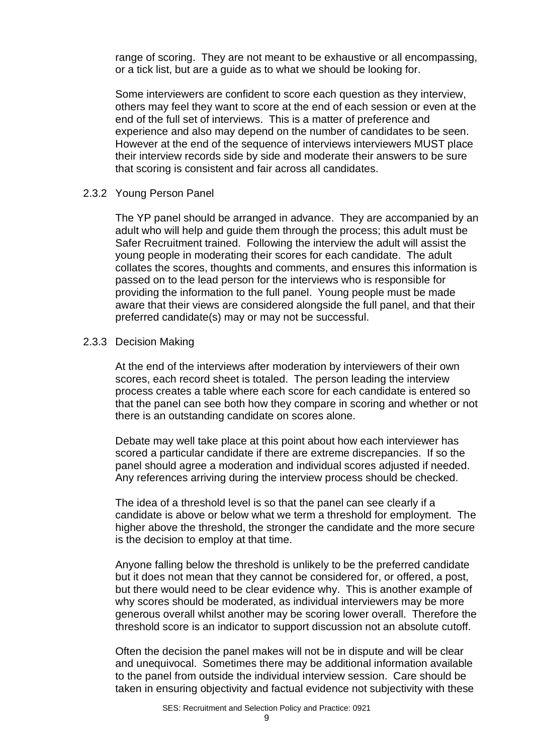range of scoring. They are not meant to be exhaustive or all encompassing, or a tick list, but are a guide as to what we should be looking for.

Some interviewers are confident to score each question as they interview, others may feel they want to score at the end of each session or even at the end of the full set of interviews. This is a matter of preference and experience and also may depend on the number of candidates to be seen. However at the end of the sequence of interviews interviewers MUST place their interview records side by side and moderate their answers to be sure that scoring is consistent and fair across all candidates.

#### 2.3.2 Young Person Panel

The YP panel should be arranged in advance. They are accompanied by an adult who will help and guide them through the process; this adult must be Safer Recruitment trained. Following the interview the adult will assist the young people in moderating their scores for each candidate. The adult collates the scores, thoughts and comments, and ensures this information is passed on to the lead person for the interviews who is responsible for providing the information to the full panel. Young people must be made aware that their views are considered alongside the full panel, and that their preferred candidate(s) may or may not be successful.

#### 2.3.3 Decision Making

At the end of the interviews after moderation by interviewers of their own scores, each record sheet is totaled. The person leading the interview process creates a table where each score for each candidate is entered so that the panel can see both how they compare in scoring and whether or not there is an outstanding candidate on scores alone.

Debate may well take place at this point about how each interviewer has scored a particular candidate if there are extreme discrepancies. If so the panel should agree a moderation and individual scores adjusted if needed. Any references arriving during the interview process should be checked.

The idea of a threshold level is so that the panel can see clearly if a candidate is above or below what we term a threshold for employment. The higher above the threshold, the stronger the candidate and the more secure is the decision to employ at that time.

Anyone falling below the threshold is unlikely to be the preferred candidate but it does not mean that they cannot be considered for, or offered, a post, but there would need to be clear evidence why. This is another example of why scores should be moderated, as individual interviewers may be more generous overall whilst another may be scoring lower overall. Therefore the threshold score is an indicator to support discussion not an absolute cutoff.

Often the decision the panel makes will not be in dispute and will be clear and unequivocal. Sometimes there may be additional information available to the panel from outside the individual interview session. Care should be taken in ensuring objectivity and factual evidence not subjectivity with these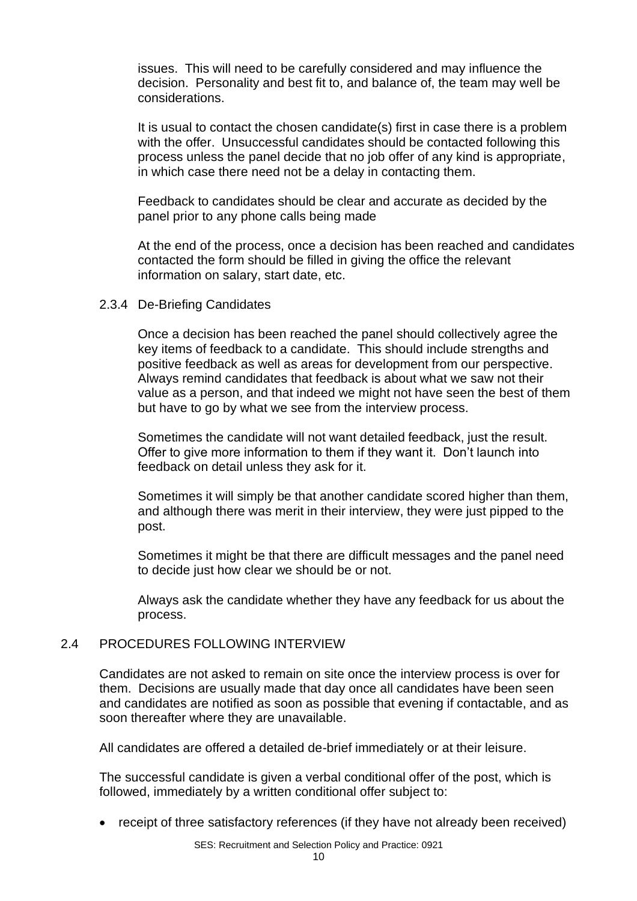issues. This will need to be carefully considered and may influence the decision. Personality and best fit to, and balance of, the team may well be considerations.

It is usual to contact the chosen candidate(s) first in case there is a problem with the offer. Unsuccessful candidates should be contacted following this process unless the panel decide that no job offer of any kind is appropriate, in which case there need not be a delay in contacting them.

Feedback to candidates should be clear and accurate as decided by the panel prior to any phone calls being made

At the end of the process, once a decision has been reached and candidates contacted the form should be filled in giving the office the relevant information on salary, start date, etc.

#### 2.3.4 De-Briefing Candidates

Once a decision has been reached the panel should collectively agree the key items of feedback to a candidate. This should include strengths and positive feedback as well as areas for development from our perspective. Always remind candidates that feedback is about what we saw not their value as a person, and that indeed we might not have seen the best of them but have to go by what we see from the interview process.

Sometimes the candidate will not want detailed feedback, just the result. Offer to give more information to them if they want it. Don't launch into feedback on detail unless they ask for it.

Sometimes it will simply be that another candidate scored higher than them, and although there was merit in their interview, they were just pipped to the post.

Sometimes it might be that there are difficult messages and the panel need to decide just how clear we should be or not.

Always ask the candidate whether they have any feedback for us about the process.

### 2.4 PROCEDURES FOLLOWING INTERVIEW

Candidates are not asked to remain on site once the interview process is over for them. Decisions are usually made that day once all candidates have been seen and candidates are notified as soon as possible that evening if contactable, and as soon thereafter where they are unavailable.

All candidates are offered a detailed de-brief immediately or at their leisure.

The successful candidate is given a verbal conditional offer of the post, which is followed, immediately by a written conditional offer subject to:

- receipt of three satisfactory references (if they have not already been received)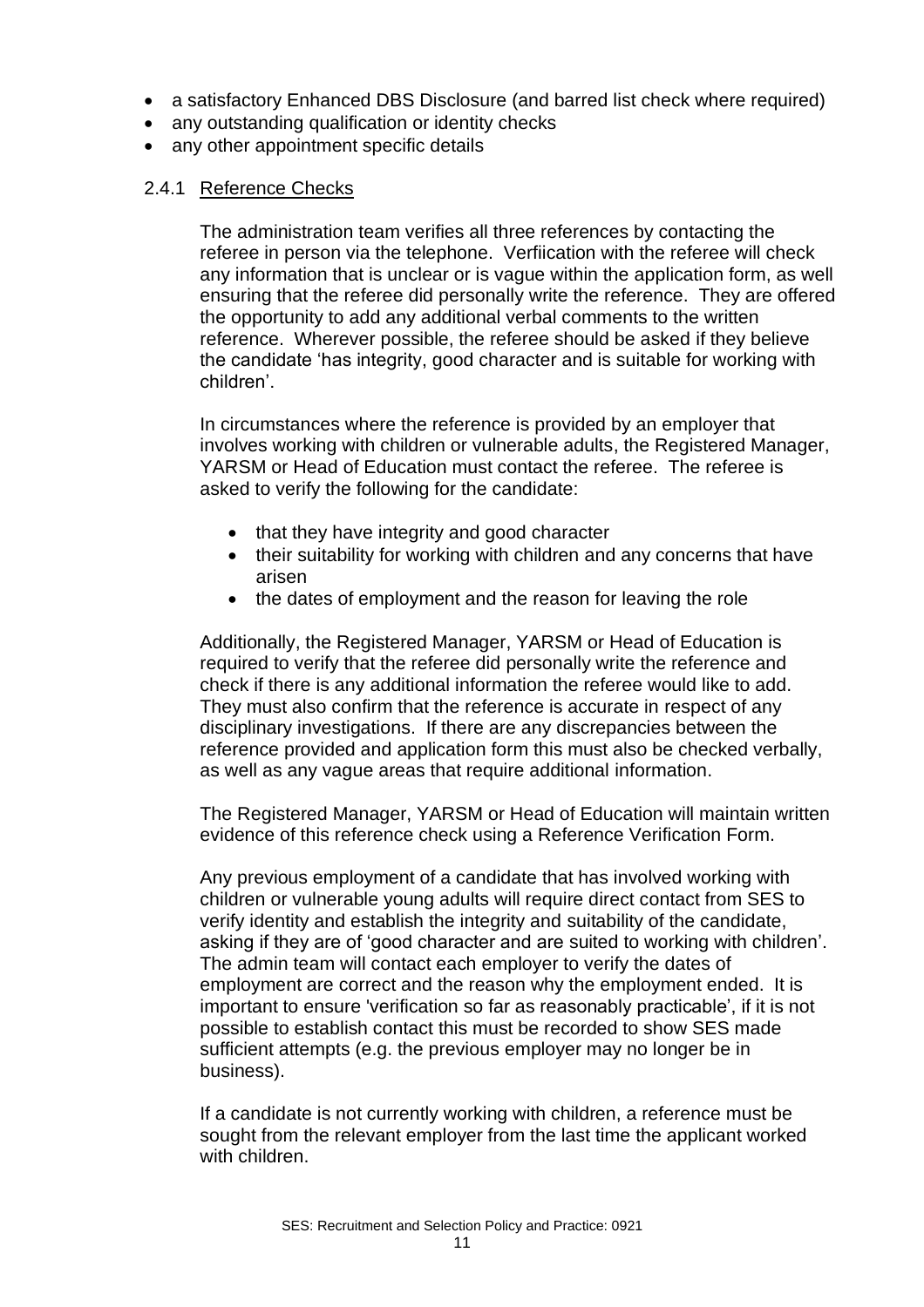- a satisfactory Enhanced DBS Disclosure (and barred list check where required)
- any outstanding qualification or identity checks
- any other appointment specific details

### 2.4.1 Reference Checks

The administration team verifies all three references by contacting the referee in person via the telephone. Verfiication with the referee will check any information that is unclear or is vague within the application form, as well ensuring that the referee did personally write the reference. They are offered the opportunity to add any additional verbal comments to the written reference. Wherever possible, the referee should be asked if they believe the candidate 'has integrity, good character and is suitable for working with children'.

In circumstances where the reference is provided by an employer that involves working with children or vulnerable adults, the Registered Manager, YARSM or Head of Education must contact the referee. The referee is asked to verify the following for the candidate:

- that they have integrity and good character
- their suitability for working with children and any concerns that have arisen
- the dates of employment and the reason for leaving the role

Additionally, the Registered Manager, YARSM or Head of Education is required to verify that the referee did personally write the reference and check if there is any additional information the referee would like to add. They must also confirm that the reference is accurate in respect of any disciplinary investigations. If there are any discrepancies between the reference provided and application form this must also be checked verbally, as well as any vague areas that require additional information.

The Registered Manager, YARSM or Head of Education will maintain written evidence of this reference check using a Reference Verification Form.

Any previous employment of a candidate that has involved working with children or vulnerable young adults will require direct contact from SES to verify identity and establish the integrity and suitability of the candidate, asking if they are of 'good character and are suited to working with children'. The admin team will contact each employer to verify the dates of employment are correct and the reason why the employment ended. It is important to ensure 'verification so far as reasonably practicable', if it is not possible to establish contact this must be recorded to show SES made sufficient attempts (e.g. the previous employer may no longer be in business).

If a candidate is not currently working with children, a reference must be sought from the relevant employer from the last time the applicant worked with children.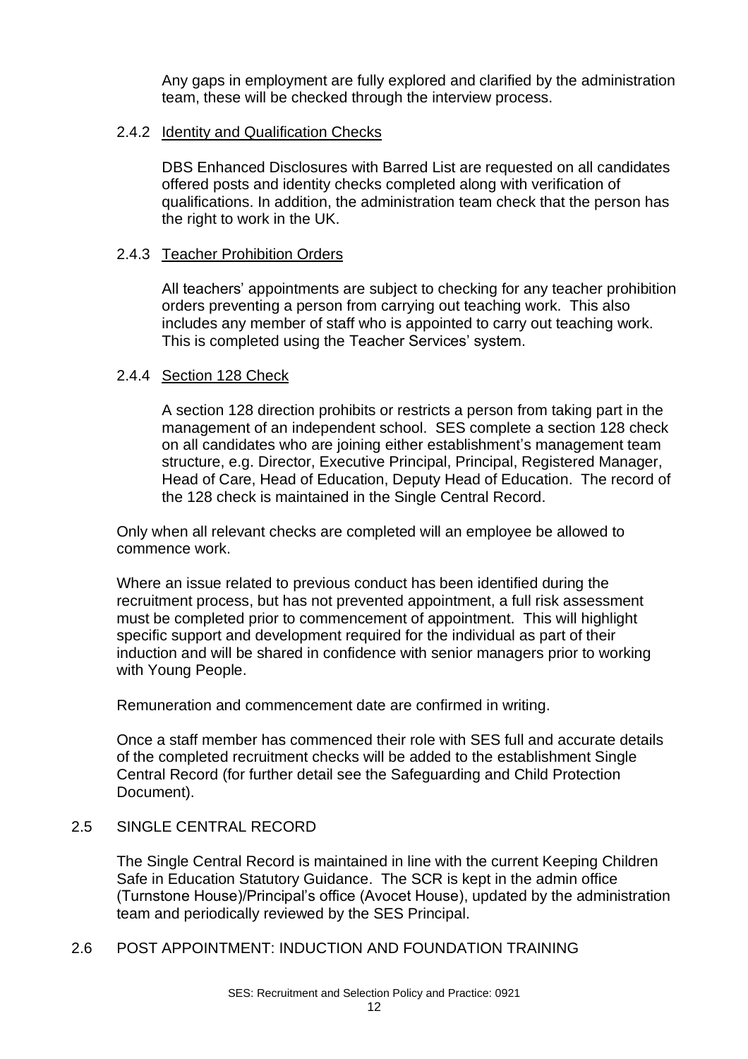Any gaps in employment are fully explored and clarified by the administration team, these will be checked through the interview process.

#### 2.4.2 Identity and Qualification Checks

DBS Enhanced Disclosures with Barred List are requested on all candidates offered posts and identity checks completed along with verification of qualifications. In addition, the administration team check that the person has the right to work in the UK.

#### 2.4.3 Teacher Prohibition Orders

All teachers' appointments are subject to checking for any teacher prohibition orders preventing a person from carrying out teaching work. This also includes any member of staff who is appointed to carry out teaching work. This is completed using the Teacher Services' system.

#### 2.4.4 Section 128 Check

A section 128 direction prohibits or restricts a person from taking part in the management of an independent school. SES complete a section 128 check on all candidates who are joining either establishment's management team structure, e.g. Director, Executive Principal, Principal, Registered Manager, Head of Care, Head of Education, Deputy Head of Education. The record of the 128 check is maintained in the Single Central Record.

Only when all relevant checks are completed will an employee be allowed to commence work.

Where an issue related to previous conduct has been identified during the recruitment process, but has not prevented appointment, a full risk assessment must be completed prior to commencement of appointment. This will highlight specific support and development required for the individual as part of their induction and will be shared in confidence with senior managers prior to working with Young People.

Remuneration and commencement date are confirmed in writing.

Once a staff member has commenced their role with SES full and accurate details of the completed recruitment checks will be added to the establishment Single Central Record (for further detail see the Safeguarding and Child Protection Document).

### 2.5 SINGLE CENTRAL RECORD

The Single Central Record is maintained in line with the current Keeping Children Safe in Education Statutory Guidance. The SCR is kept in the admin office (Turnstone House)/Principal's office (Avocet House), updated by the administration team and periodically reviewed by the SES Principal.

### 2.6 POST APPOINTMENT: INDUCTION AND FOUNDATION TRAINING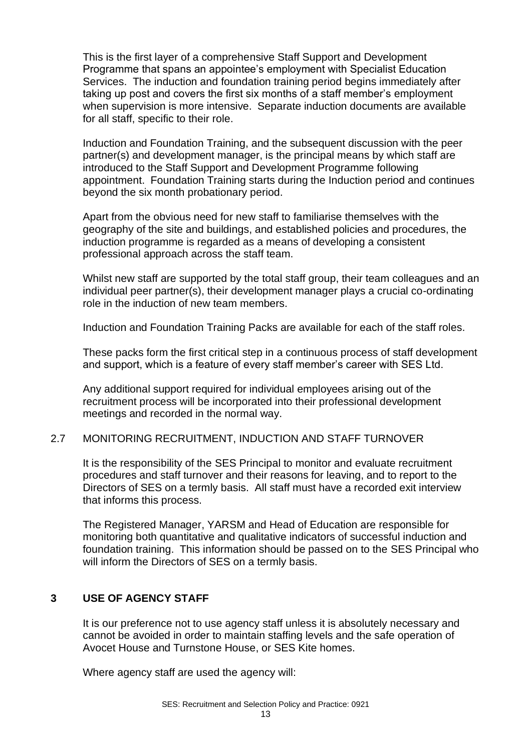This is the first layer of a comprehensive Staff Support and Development Programme that spans an appointee's employment with Specialist Education Services. The induction and foundation training period begins immediately after taking up post and covers the first six months of a staff member's employment when supervision is more intensive. Separate induction documents are available for all staff, specific to their role.

Induction and Foundation Training, and the subsequent discussion with the peer partner(s) and development manager, is the principal means by which staff are introduced to the Staff Support and Development Programme following appointment. Foundation Training starts during the Induction period and continues beyond the six month probationary period.

Apart from the obvious need for new staff to familiarise themselves with the geography of the site and buildings, and established policies and procedures, the induction programme is regarded as a means of developing a consistent professional approach across the staff team.

Whilst new staff are supported by the total staff group, their team colleagues and an individual peer partner(s), their development manager plays a crucial co-ordinating role in the induction of new team members.

Induction and Foundation Training Packs are available for each of the staff roles.

These packs form the first critical step in a continuous process of staff development and support, which is a feature of every staff member's career with SES Ltd.

Any additional support required for individual employees arising out of the recruitment process will be incorporated into their professional development meetings and recorded in the normal way.

### 2.7 MONITORING RECRUITMENT, INDUCTION AND STAFF TURNOVER

It is the responsibility of the SES Principal to monitor and evaluate recruitment procedures and staff turnover and their reasons for leaving, and to report to the Directors of SES on a termly basis. All staff must have a recorded exit interview that informs this process.

The Registered Manager, YARSM and Head of Education are responsible for monitoring both quantitative and qualitative indicators of successful induction and foundation training. This information should be passed on to the SES Principal who will inform the Directors of SES on a termly basis.

## 3 USE OF AGENCY STAFF

It is our preference not to use agency staff unless it is absolutely necessary and cannot be avoided in order to maintain staffing levels and the safe operation of Avocet House and Turnstone House, or SES Kite homes.

Where agency staff are used the agency will: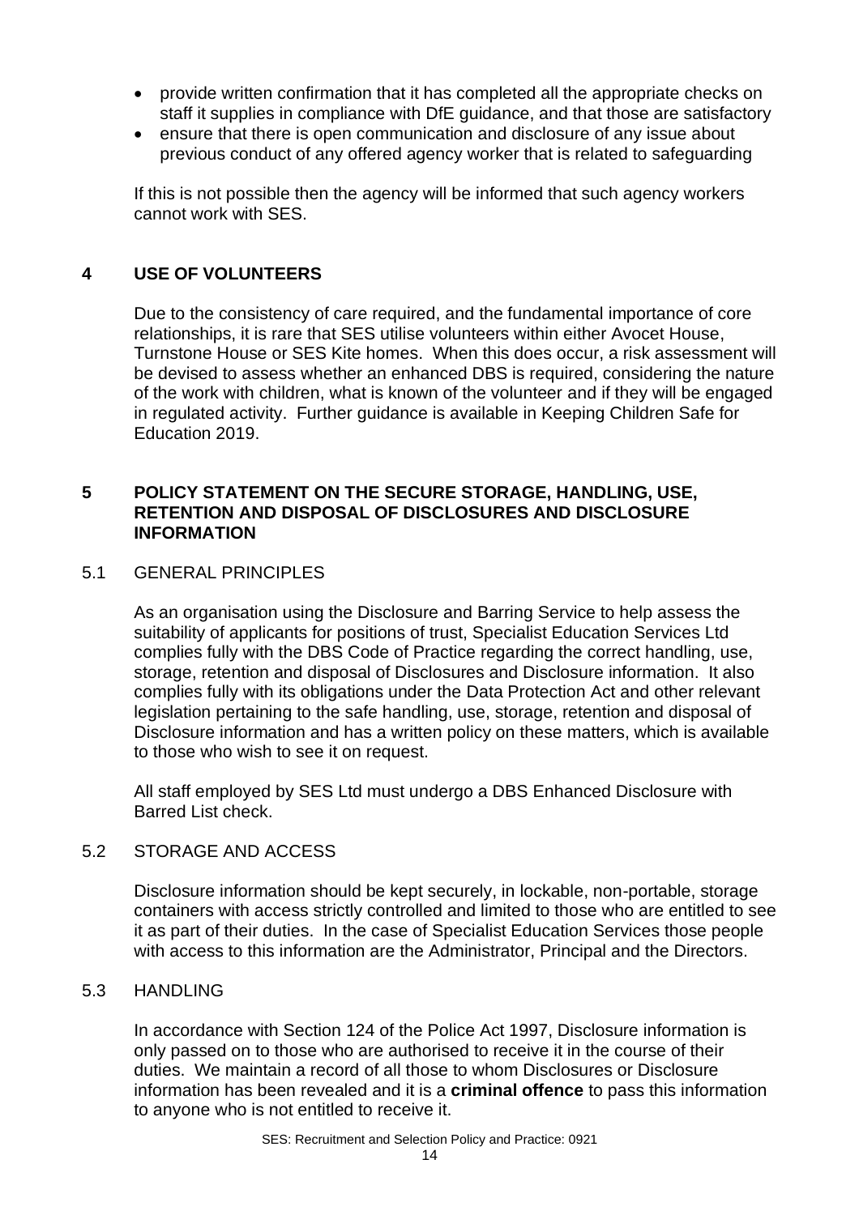- provide written confirmation that it has completed all the appropriate checks on staff it supplies in compliance with DfE guidance, and that those are satisfactory
- ensure that there is open communication and disclosure of any issue about previous conduct of any offered agency worker that is related to safeguarding

If this is not possible then the agency will be informed that such agency workers cannot work with SES.

## 4 USE OF VOLUNTEERS

Due to the consistency of care required, and the fundamental importance of core relationships, it is rare that SES utilise volunteers within either Avocet House, Turnstone House or SES Kite homes. When this does occur, a risk assessment will be devised to assess whether an enhanced DBS is required, considering the nature of the work with children, what is known of the volunteer and if they will be engaged in regulated activity. Further guidance is available in Keeping Children Safe for Education 2019.

## 5 POLICY STATEMENT ON THE SECURE STORAGE, HANDLING, USE, RETENTION AND DISPOSAL OF DISCLOSURES AND DISCLOSURE INFORMATION

### 5.1 GENERAL PRINCIPLES

As an organisation using the Disclosure and Barring Service to help assess the suitability of applicants for positions of trust, Specialist Education Services Ltd complies fully with the DBS Code of Practice regarding the correct handling, use, storage, retention and disposal of Disclosures and Disclosure information. It also complies fully with its obligations under the Data Protection Act and other relevant legislation pertaining to the safe handling, use, storage, retention and disposal of Disclosure information and has a written policy on these matters, which is available to those who wish to see it on request.

All staff employed by SES Ltd must undergo a DBS Enhanced Disclosure with Barred List check.

### 5.2 STORAGE AND ACCESS

Disclosure information should be kept securely, in lockable, non-portable, storage containers with access strictly controlled and limited to those who are entitled to see it as part of their duties. In the case of Specialist Education Services those people with access to this information are the Administrator, Principal and the Directors.

### 5.3 HANDLING

In accordance with Section 124 of the Police Act 1997, Disclosure information is only passed on to those who are authorised to receive it in the course of their duties. We maintain a record of all those to whom Disclosures or Disclosure information has been revealed and it is a **criminal offence** to pass this information to anyone who is not entitled to receive it.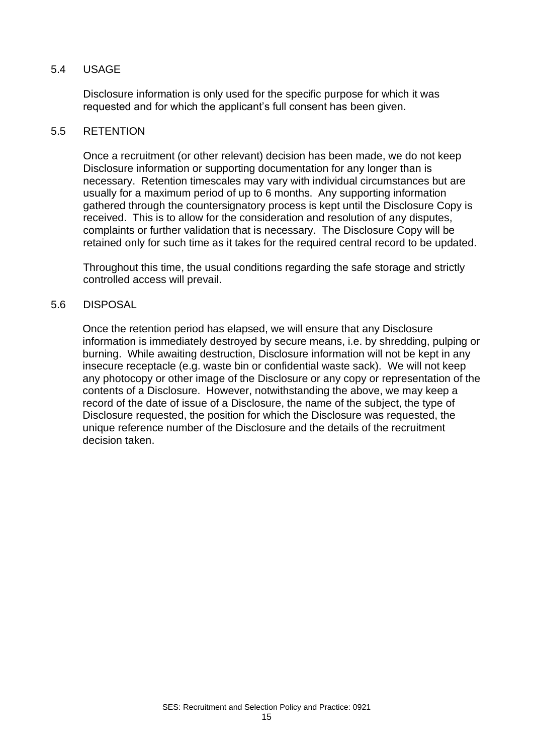### 5.4 USAGE

Disclosure information is only used for the specific purpose for which it was requested and for which the applicant's full consent has been given.

### 5.5 RETENTION

Once a recruitment (or other relevant) decision has been made, we do not keep Disclosure information or supporting documentation for any longer than is necessary. Retention timescales may vary with individual circumstances but are usually for a maximum period of up to 6 months. Any supporting information gathered through the countersignatory process is kept until the Disclosure Copy is received. This is to allow for the consideration and resolution of any disputes, complaints or further validation that is necessary. The Disclosure Copy will be retained only for such time as it takes for the required central record to be updated.

Throughout this time, the usual conditions regarding the safe storage and strictly controlled access will prevail.

### 5.6 DISPOSAL

Once the retention period has elapsed, we will ensure that any Disclosure information is immediately destroyed by secure means, i.e. by shredding, pulping or burning. While awaiting destruction, Disclosure information will not be kept in any insecure receptacle (e.g. waste bin or confidential waste sack). We will not keep any photocopy or other image of the Disclosure or any copy or representation of the contents of a Disclosure. However, notwithstanding the above, we may keep a record of the date of issue of a Disclosure, the name of the subject, the type of Disclosure requested, the position for which the Disclosure was requested, the unique reference number of the Disclosure and the details of the recruitment decision taken.